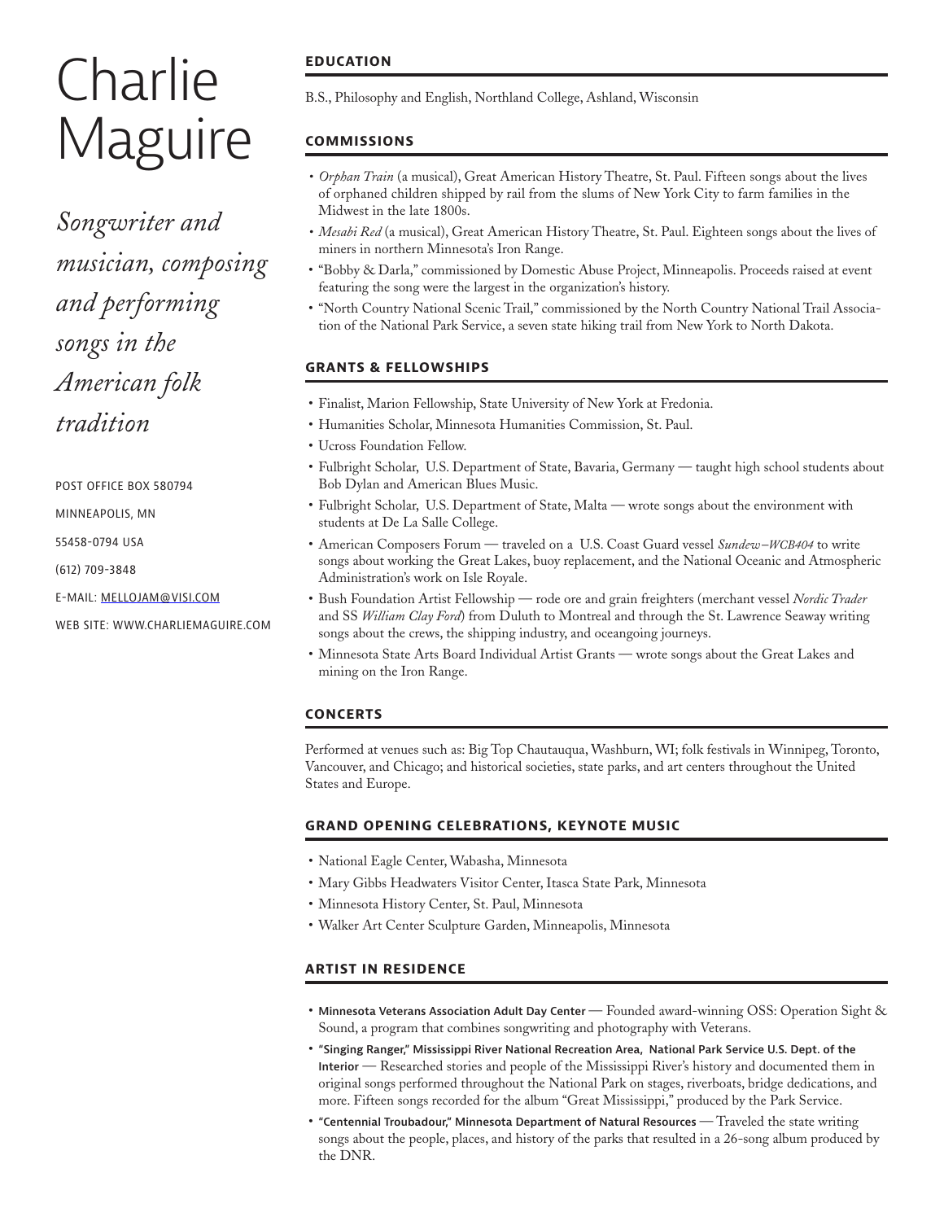# Charlie Maguire

*Songwriter and musician, composing and performing songs in the American folk tradition*

POST OFFICE BOX 580794

MINNEAPOLIS, MN

55458-0794 USA

(612) 709-3848

E-MAIL: MELLOJAM@VISI.COM

WEB SITE: WWW.CHARLIEMAGUIRE.COM

## EDUCATION

B.S., Philosophy and English, Northland College, Ashland, Wisconsin

## COMMISSIONS

- *Orphan Train* (a musical), Great American History Theatre, St. Paul. Fifteen songs about the lives of orphaned children shipped by rail from the slums of New York City to farm families in the Midwest in the late 1800s.
- *Mesabi Red* (a musical), Great American History Theatre, St. Paul. Eighteen songs about the lives of miners in northern Minnesota's Iron Range.
- "Bobby & Darla," commissioned by Domestic Abuse Project, Minneapolis. Proceeds raised at event featuring the song were the largest in the organization's history.
- "North Country National Scenic Trail," commissioned by the North Country National Trail Association of the National Park Service, a seven state hiking trail from New York to North Dakota.

## GRANTS & FELLOWSHIPS

- Finalist, Marion Fellowship, State University of New York at Fredonia.
- Humanities Scholar, Minnesota Humanities Commission, St. Paul.
- Ucross Foundation Fellow.
- Fulbright Scholar, U.S. Department of State, Bavaria, Germany — taught high school students about Bob Dylan and American Blues Music.
- Fulbright Scholar, U.S. Department of State, Malta — wrote songs about the environment with students at De La Salle College.
- American Composers Forum — traveled on a U.S. Coast Guard vessel *Sundew–WCB404* to write songs about working the Great Lakes, buoy replacement, and the National Oceanic and Atmospheric Administration's work on Isle Royale.
- Bush Foundation Artist Fellowship — rode ore and grain freighters (merchant vessel *Nordic Trader* and SS *William Clay Ford*) from Duluth to Montreal and through the St. Lawrence Seaway writing songs about the crews, the shipping industry, and oceangoing journeys.
- Minnesota State Arts Board Individual Artist Grants — wrote songs about the Great Lakes and mining on the Iron Range.

## CONCERTS

Performed at venues such as: Big Top Chautauqua, Washburn, WI; folk festivals in Winnipeg, Toronto, Vancouver, and Chicago; and historical societies, state parks, and art centers throughout the United States and Europe.

## GRAND OPENING CELEBRATIONS, KEYNOTE MUSIC

- National Eagle Center, Wabasha, Minnesota
- Mary Gibbs Headwaters Visitor Center, Itasca State Park, Minnesota
- Minnesota History Center, St. Paul, Minnesota
- Walker Art Center Sculpture Garden, Minneapolis, Minnesota

## ARTIST IN RESIDENCE

- **Minnesota Veterans Association Adult Day Center** — Founded award-winning OSS: Operation Sight & Sound, a program that combines songwriting and photography with Veterans.
- **"Singing Ranger," Mississippi River National Recreation Area, National Park Service U.S. Dept. of the Interior** — Researched stories and people of the Mississippi River's history and documented them in original songs performed throughout the National Park on stages, riverboats, bridge dedications, and more. Fifteen songs recorded for the album "Great Mississippi," produced by the Park Service.
- **"Centennial Troubadour," Minnesota Department of Natural Resources** — Traveled the state writing songs about the people, places, and history of the parks that resulted in a 26-song album produced by the DNR.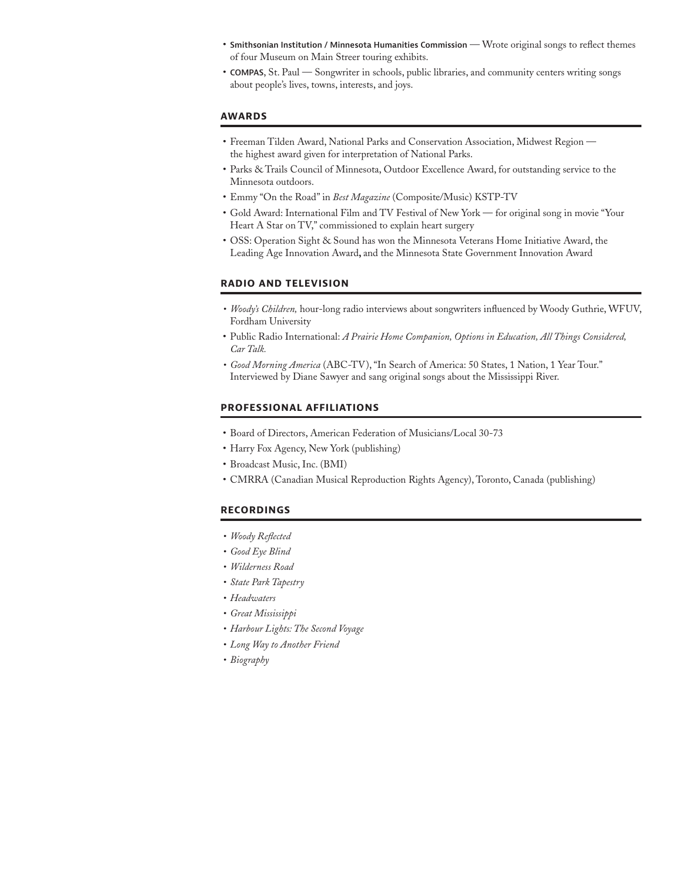- **Smithsonian Institution / Minnesota Humanities Commission** — Wrote original songs to reflect themes of four Museum on Main Streer touring exhibits.
- **COMPAS**, St. Paul — Songwriter in schools, public libraries, and community centers writing songs about people's lives, towns, interests, and joys.

## AWARDS

- Freeman Tilden Award, National Parks and Conservation Association, Midwest Region — the highest award given for interpretation of National Parks.
- Parks & Trails Council of Minnesota, Outdoor Excellence Award, for outstanding service to the Minnesota outdoors.
- Emmy "On the Road" in *Best Magazine* (Composite/Music) KSTP-TV
- Gold Award: International Film and TV Festival of New York — for original song in movie "Your Heart A Star on TV," commissioned to explain heart surgery
- OSS: Operation Sight & Sound has won the Minnesota Veterans Home Initiative Award, the Leading Age Innovation Award**,** and the Minnesota State Government Innovation Award

## RADIO AND TELEVISION

- *Woody's Children,* hour-long radio interviews about songwriters influenced by Woody Guthrie, WFUV, Fordham University
- Public Radio International: *A Prairie Home Companion, Options in Education, All Things Considered, Car Talk.*
- *Good Morning America* (ABC-TV), "In Search of America: 50 States, 1 Nation, 1 Year Tour." Interviewed by Diane Sawyer and sang original songs about the Mississippi River.

## PROFESSIONAL AFFILIATIONS

- Board of Directors, American Federation of Musicians/Local 30-73
- Harry Fox Agency, New York (publishing)
- Broadcast Music, Inc. (BMI)
- CMRRA (Canadian Musical Reproduction Rights Agency), Toronto, Canada (publishing)

## RECORDINGS

- *Woody Reflected*
- *Good Eye Blind*
- *Wilderness Road*
- *State Park Tapestry*
- *Headwaters*
- *Great Mississippi*
- *Harbour Lights: The Second Voyage*
- *Long Way to Another Friend*
- *Biography*